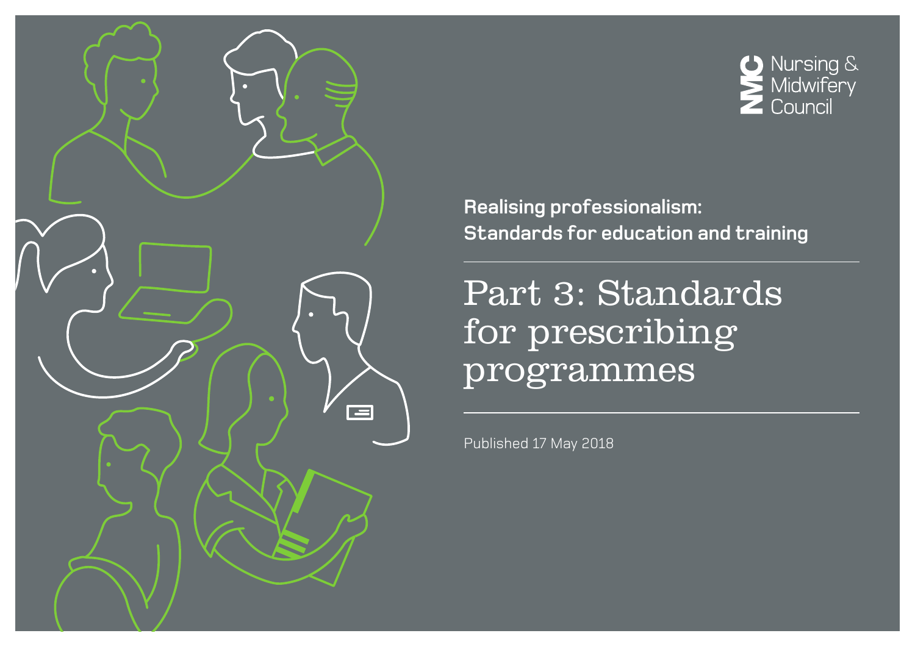Nursing & Midwifery Council

**Realising professionalism: Standards for education and training**

# Part 3: Standards for prescribing programmes

Published 17 May 2018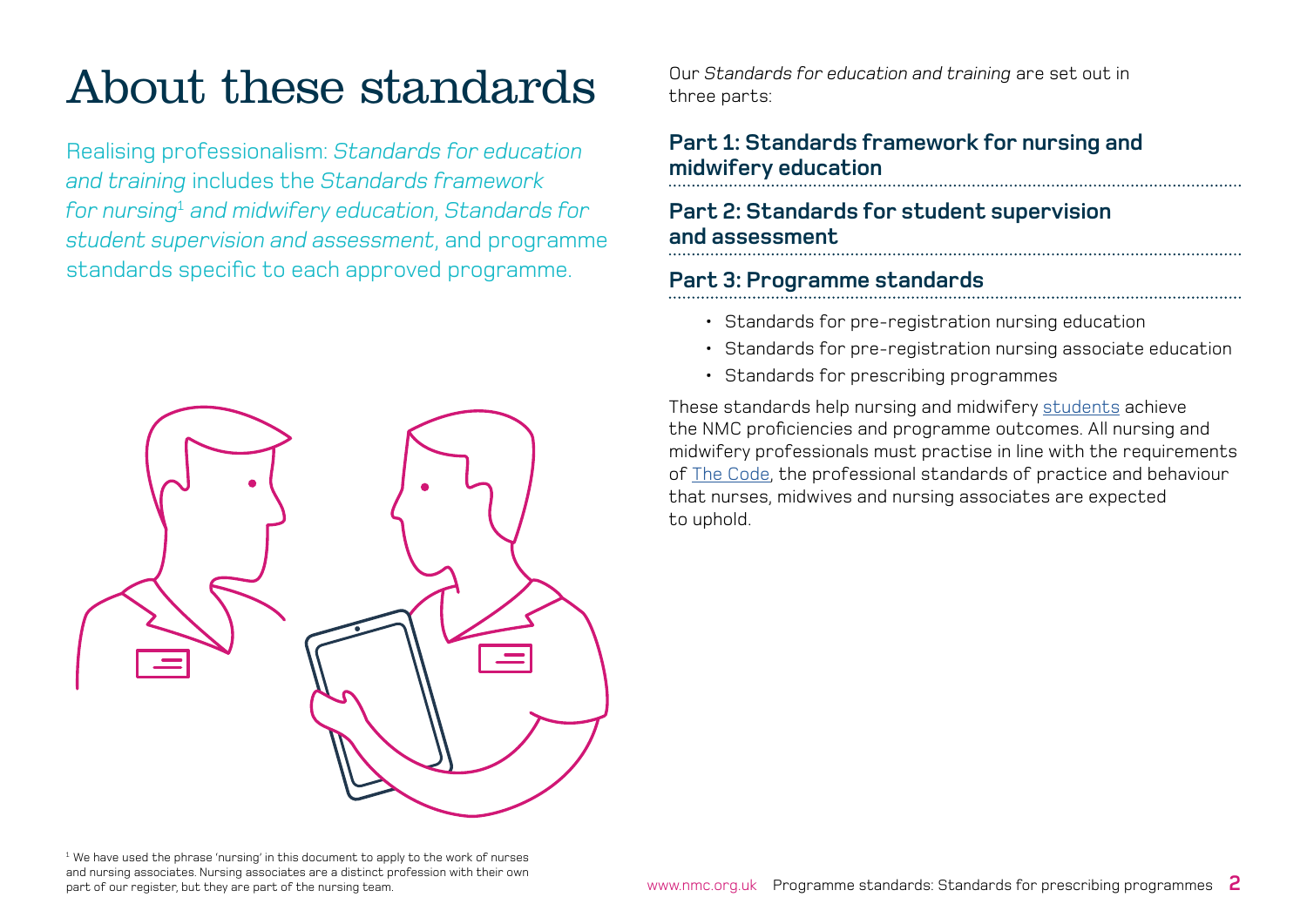# About these standards

Realising professionalism: *Standards for education and training* includes the *Standards framework for nursing*[1] *and midwifery education*, *Standards for student supervision and assessment*, and programme standards specific to each approved programme.

Our *Standards for education and training* are set out in three parts:

**Part 1: Standards framework for nursing and midwifery education**

**Part 2: Standards for student supervision and assessment**

**Part 3: Programme standards**

- Standards for pre-registration nursing education
- Standards for pre-registration nursing associate education
- Standards for prescribing programmes

These standards help nursing and midwifery students achieve the NMC proficiencies and programme outcomes. All nursing and midwifery professionals must practise in line with the requirements of The Code, the professional standards of practice and behaviour that nurses, midwives and nursing associates are expected to uphold.

[1] We have used the phrase 'nursing' in this document to apply to the work of nurses and nursing associates. Nursing associates are a distinct profession with their own part of our register, but they are part of the nursing team.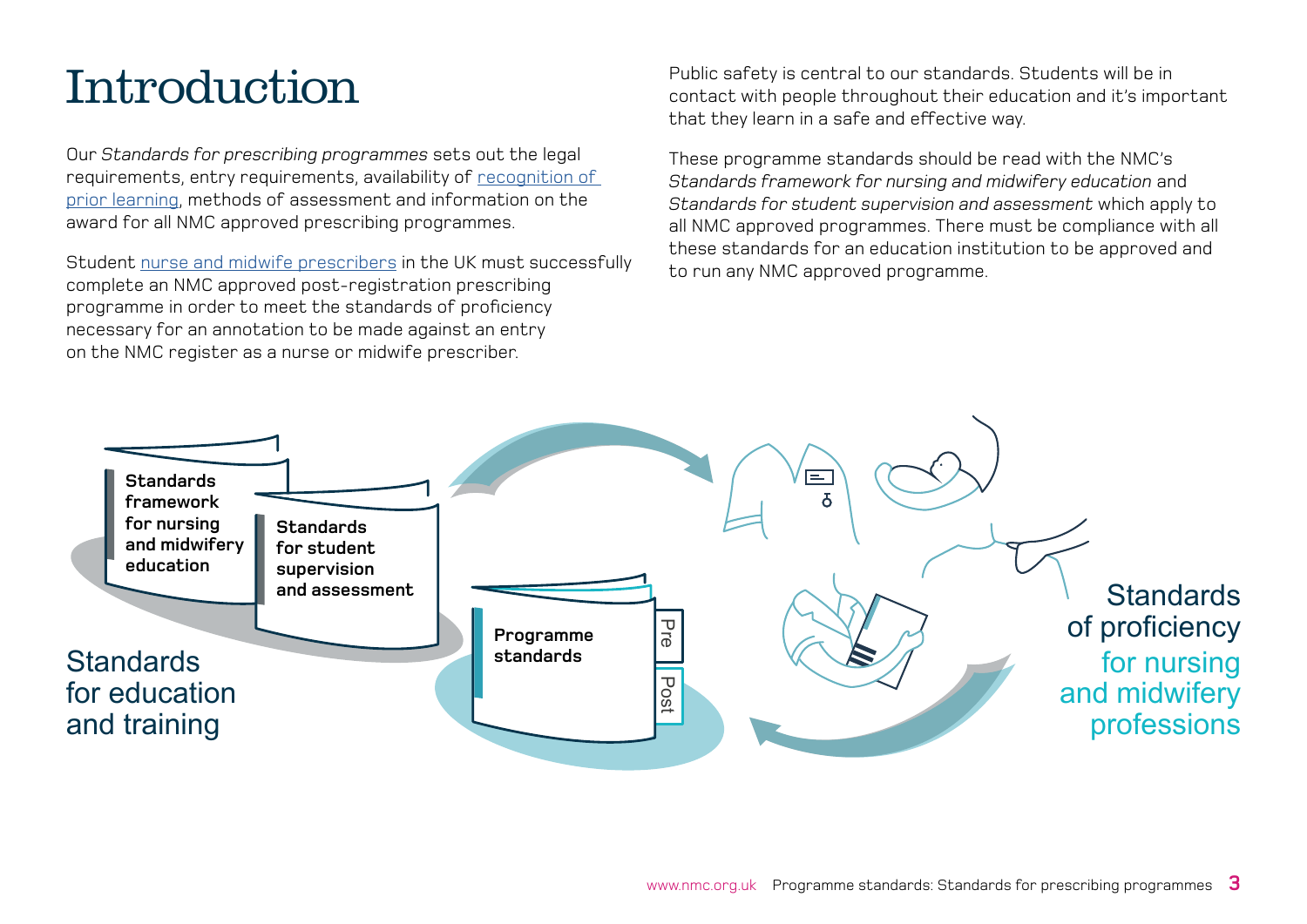# Introduction

Our *Standards for prescribing programmes* sets out the legal requirements, entry requirements, availability of recognition of prior learning, methods of assessment and information on the award for all NMC approved prescribing programmes.

Student nurse and midwife prescribers in the UK must successfully complete an NMC approved post-registration prescribing programme in order to meet the standards of proficiency necessary for an annotation to be made against an entry on the NMC register as a nurse or midwife prescriber.

Public safety is central to our standards. Students will be in contact with people throughout their education and it's important that they learn in a safe and effective way.

These programme standards should be read with the NMC's *Standards framework for nursing and midwifery education* and *Standards for student supervision and assessment* which apply to all NMC approved programmes. There must be compliance with all these standards for an education institution to be approved and to run any NMC approved programme.

**Standards framework for nursing and midwifery education**

**Standards for student supervision and assessment**

Standards for education and training

**Programme standards**

Pre

Post

Standards of proficiency for nursing and midwifery professions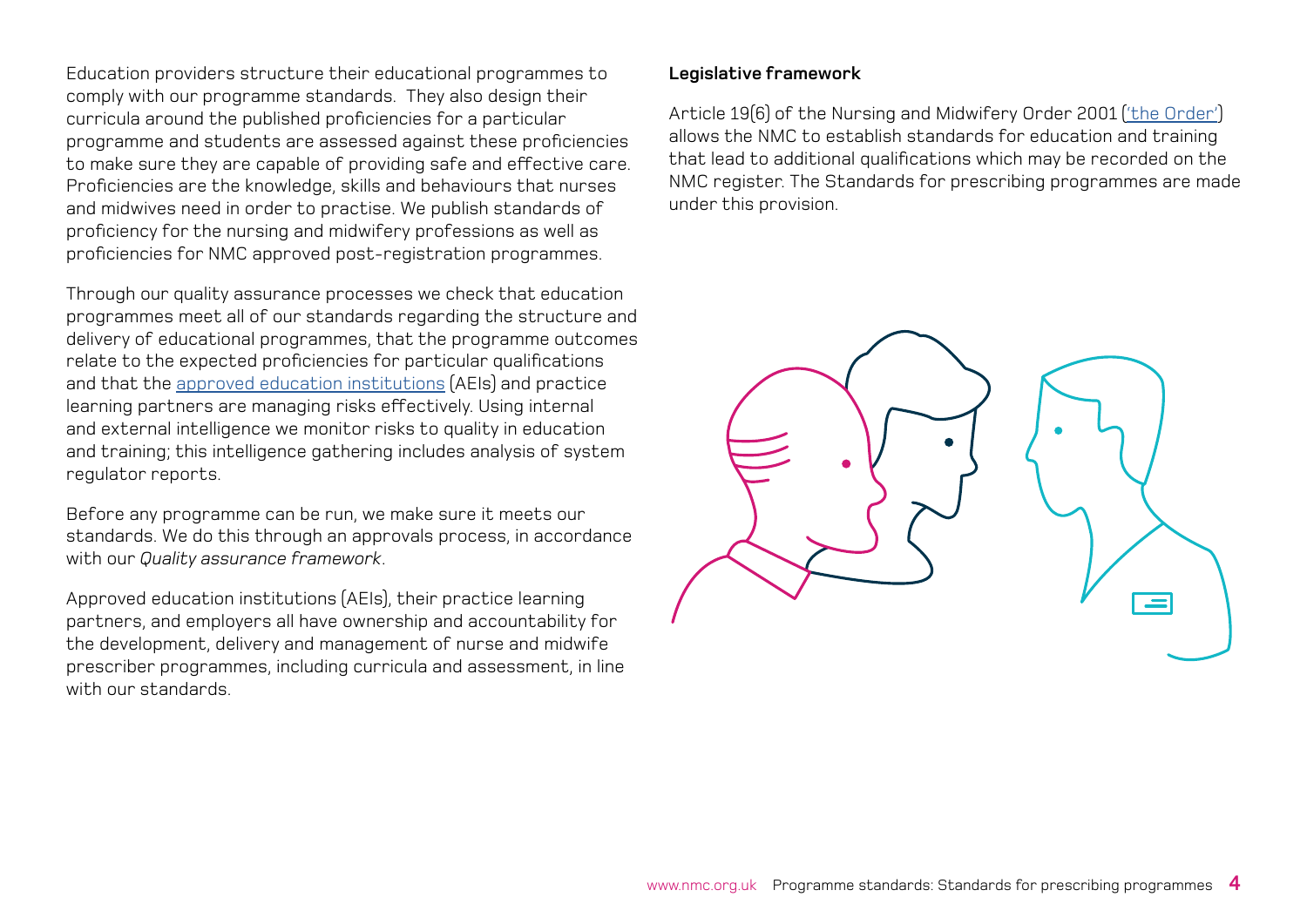Education providers structure their educational programmes to comply with our programme standards. They also design their curricula around the published proficiencies for a particular programme and students are assessed against these proficiencies to make sure they are capable of providing safe and effective care. Proficiencies are the knowledge, skills and behaviours that nurses and midwives need in order to practise. We publish standards of proficiency for the nursing and midwifery professions as well as proficiencies for NMC approved post-registration programmes.

Through our quality assurance processes we check that education programmes meet all of our standards regarding the structure and delivery of educational programmes, that the programme outcomes relate to the expected proficiencies for particular qualifications and that the approved education institutions (AEIs) and practice learning partners are managing risks effectively. Using internal and external intelligence we monitor risks to quality in education and training; this intelligence gathering includes analysis of system regulator reports.

Before any programme can be run, we make sure it meets our standards. We do this through an approvals process, in accordance with our *Quality assurance framework*.

Approved education institutions (AEIs), their practice learning partners, and employers all have ownership and accountability for the development, delivery and management of nurse and midwife prescriber programmes, including curricula and assessment, in line with our standards.

**Legislative framework**

Article 19(6) of the Nursing and Midwifery Order 2001 ('the Order') allows the NMC to establish standards for education and training that lead to additional qualifications which may be recorded on the NMC register. The Standards for prescribing programmes are made under this provision.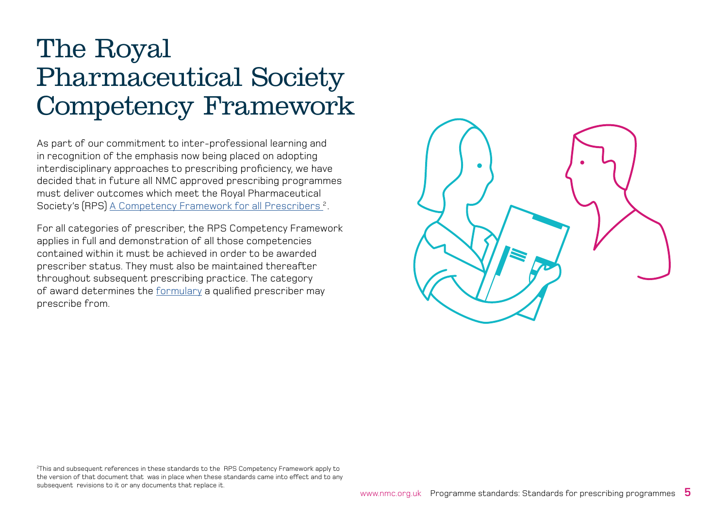# The Royal Pharmaceutical Society Competency Framework

As part of our commitment to inter-professional learning and in recognition of the emphasis now being placed on adopting interdisciplinary approaches to prescribing proficiency, we have decided that in future all NMC approved prescribing programmes must deliver outcomes which meet the Royal Pharmaceutical Society's (RPS) A Competency Framework for all Prescribers [2].

For all categories of prescriber, the RPS Competency Framework applies in full and demonstration of all those competencies contained within it must be achieved in order to be awarded prescriber status. They must also be maintained thereafter throughout subsequent prescribing practice. The category of award determines the formulary a qualified prescriber may prescribe from.

[2] This and subsequent references in these standards to the RPS Competency Framework apply to the version of that document that was in place when these standards came into effect and to any subsequent revisions to it or any documents that replace it.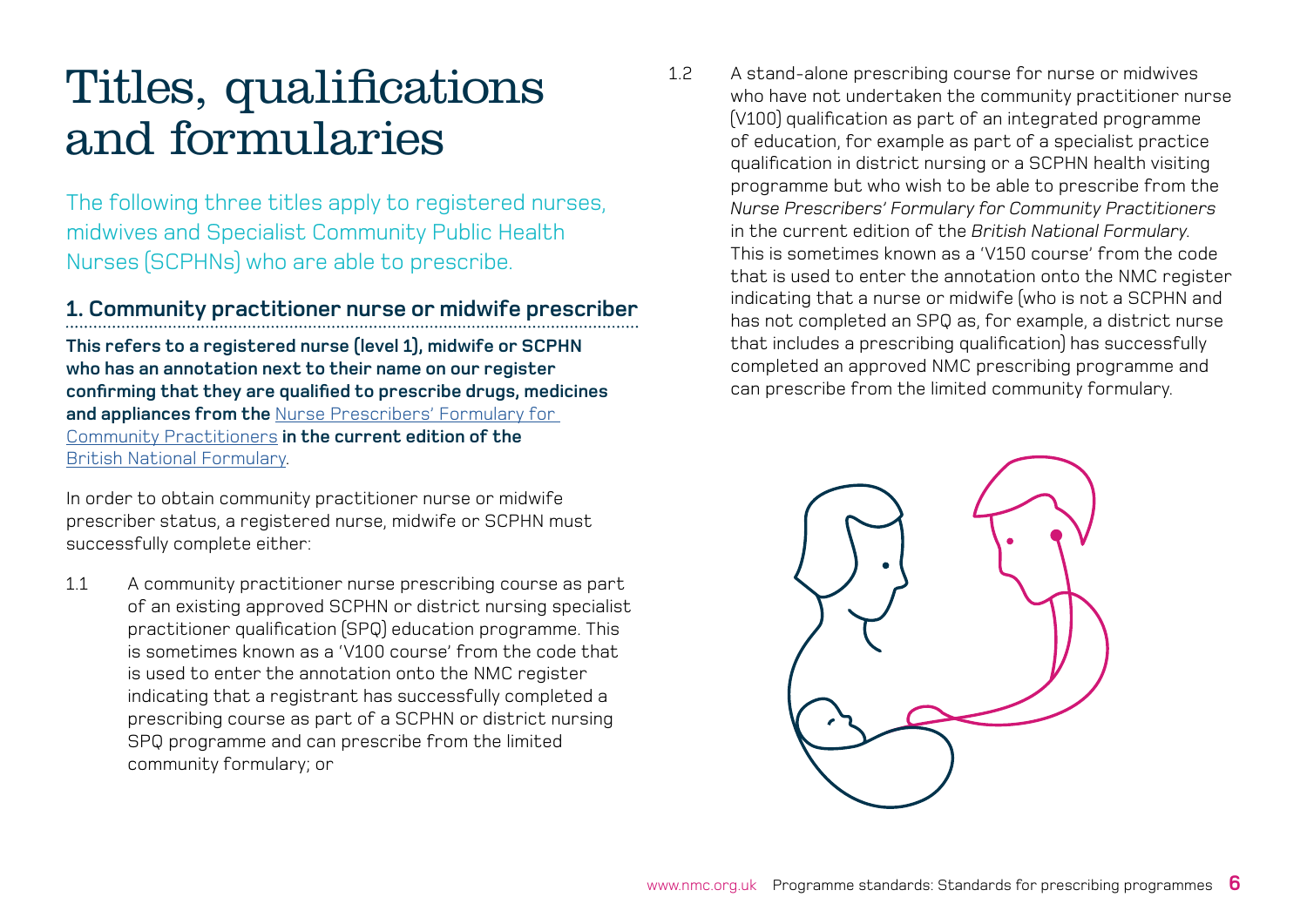# Titles, qualifications and formularies

The following three titles apply to registered nurses, midwives and Specialist Community Public Health Nurses (SCPHNs) who are able to prescribe.

## 1. Community practitioner nurse or midwife prescriber

**This refers to a registered nurse (level 1), midwife or SCPHN who has an annotation next to their name on our register confirming that they are qualified to prescribe drugs, medicines and appliances from the** Nurse Prescribers' Formulary for Community Practitioners **in the current edition of the** British National Formulary.

In order to obtain community practitioner nurse or midwife prescriber status, a registered nurse, midwife or SCPHN must successfully complete either:

1.1 A community practitioner nurse prescribing course as part of an existing approved SCPHN or district nursing specialist practitioner qualification (SPQ) education programme. This is sometimes known as a 'V100 course' from the code that is used to enter the annotation onto the NMC register indicating that a registrant has successfully completed a prescribing course as part of a SCPHN or district nursing SPQ programme and can prescribe from the limited community formulary; or

1.2 A stand-alone prescribing course for nurse or midwives who have not undertaken the community practitioner nurse (V100) qualification as part of an integrated programme of education, for example as part of a specialist practice qualification in district nursing or a SCPHN health visiting programme but who wish to be able to prescribe from the *Nurse Prescribers' Formulary for Community Practitioners* in the current edition of the *British National Formulary*. This is sometimes known as a 'V150 course' from the code that is used to enter the annotation onto the NMC register indicating that a nurse or midwife (who is not a SCPHN and has not completed an SPQ as, for example, a district nurse that includes a prescribing qualification) has successfully completed an approved NMC prescribing programme and can prescribe from the limited community formulary.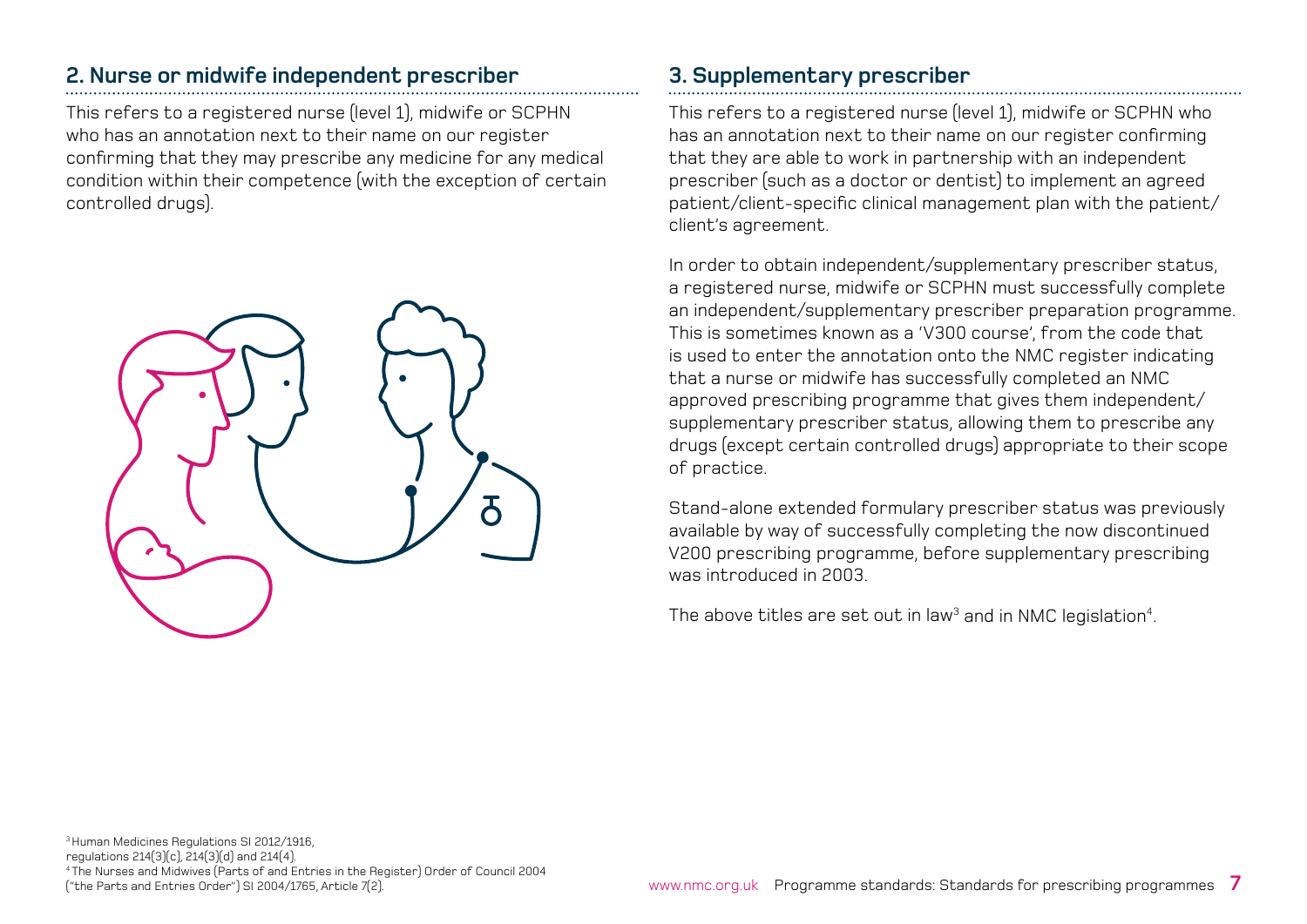## 2. Nurse or midwife independent prescriber

This refers to a registered nurse (level 1), midwife or SCPHN who has an annotation next to their name on our register confirming that they may prescribe any medicine for any medical condition within their competence (with the exception of certain controlled drugs).

## 3. Supplementary prescriber

This refers to a registered nurse (level 1), midwife or SCPHN who has an annotation next to their name on our register confirming that they are able to work in partnership with an independent prescriber (such as a doctor or dentist) to implement an agreed patient/client-specific clinical management plan with the patient/client's agreement.

In order to obtain independent/supplementary prescriber status, a registered nurse, midwife or SCPHN must successfully complete an independent/supplementary prescriber preparation programme. This is sometimes known as a 'V300 course', from the code that is used to enter the annotation onto the NMC register indicating that a nurse or midwife has successfully completed an NMC approved prescribing programme that gives them independent/supplementary prescriber status, allowing them to prescribe any drugs (except certain controlled drugs) appropriate to their scope of practice.

Stand-alone extended formulary prescriber status was previously available by way of successfully completing the now discontinued V200 prescribing programme, before supplementary prescribing was introduced in 2003.

The above titles are set out in law[3] and in NMC legislation[4].

[3] Human Medicines Regulations SI 2012/1916, regulations 214(3)(c), 214(3)(d) and 214(4).

[4] The Nurses and Midwives (Parts of and Entries in the Register) Order of Council 2004 ("the Parts and Entries Order") SI 2004/1765, Article 7(2).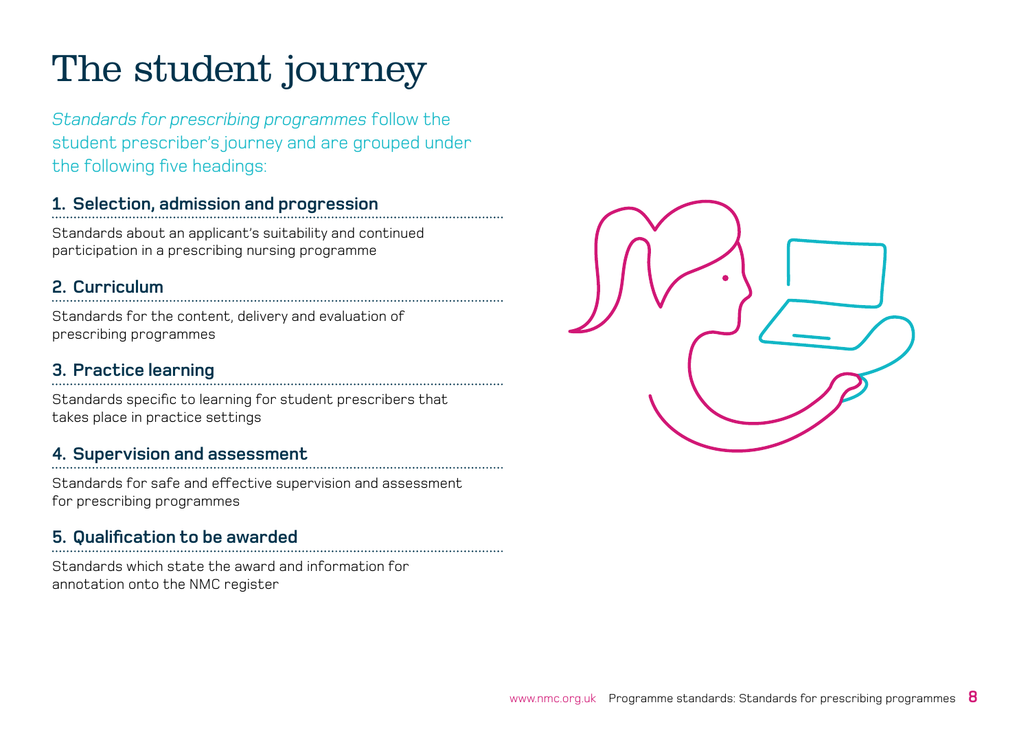# The student journey

*Standards for prescribing programmes* follow the student prescriber's journey and are grouped under the following five headings:

## 1. Selection, admission and progression

Standards about an applicant's suitability and continued participation in a prescribing nursing programme

## 2. Curriculum

Standards for the content, delivery and evaluation of prescribing programmes

## 3. Practice learning

Standards specific to learning for student prescribers that takes place in practice settings

## 4. Supervision and assessment

Standards for safe and effective supervision and assessment for prescribing programmes

## 5. Qualification to be awarded

Standards which state the award and information for annotation onto the NMC register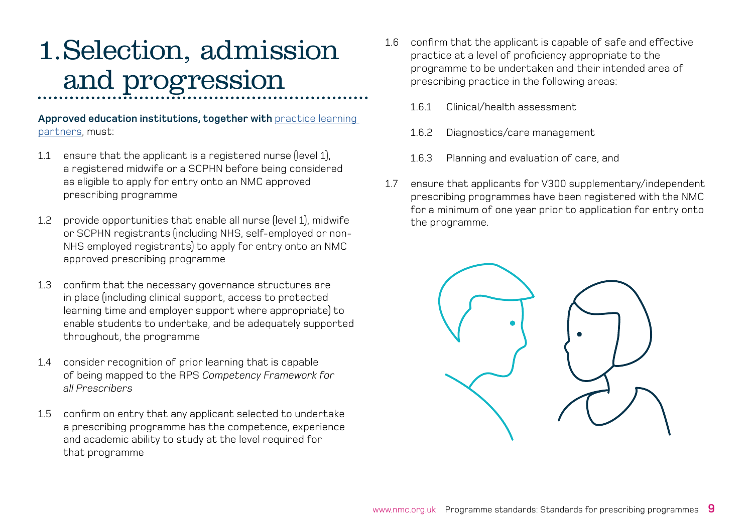# 1. Selection, admission and progression

**Approved education institutions, together with** practice learning partners, must:

1.1 ensure that the applicant is a registered nurse (level 1), a registered midwife or a SCPHN before being considered as eligible to apply for entry onto an NMC approved prescribing programme

1.2 provide opportunities that enable all nurse (level 1), midwife or SCPHN registrants (including NHS, self-employed or non-NHS employed registrants) to apply for entry onto an NMC approved prescribing programme

1.3 confirm that the necessary governance structures are in place (including clinical support, access to protected learning time and employer support where appropriate) to enable students to undertake, and be adequately supported throughout, the programme

1.4 consider recognition of prior learning that is capable of being mapped to the RPS *Competency Framework for all Prescribers*

1.5 confirm on entry that any applicant selected to undertake a prescribing programme has the competence, experience and academic ability to study at the level required for that programme

1.6 confirm that the applicant is capable of safe and effective practice at a level of proficiency appropriate to the programme to be undertaken and their intended area of prescribing practice in the following areas:

- 1.6.1 Clinical/health assessment
- 1.6.2 Diagnostics/care management
- 1.6.3 Planning and evaluation of care, and

1.7 ensure that applicants for V300 supplementary/independent prescribing programmes have been registered with the NMC for a minimum of one year prior to application for entry onto the programme.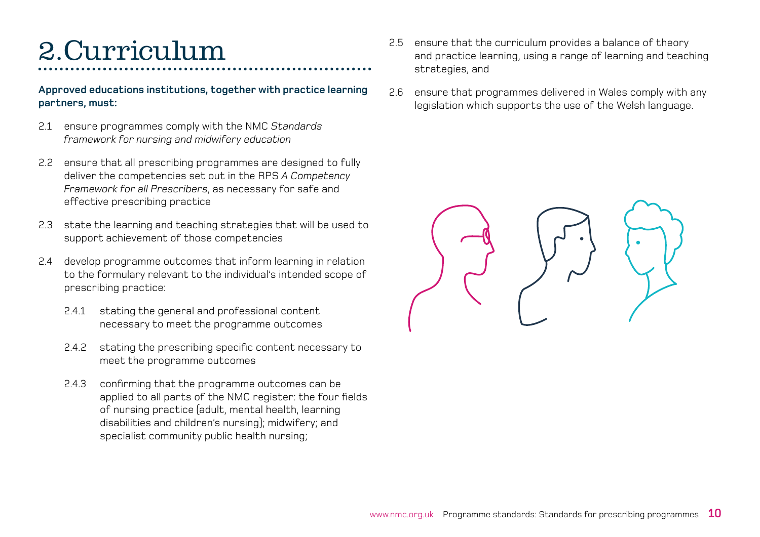# 2. Curriculum

**Approved educations institutions, together with practice learning partners, must:**

2.1 ensure programmes comply with the NMC *Standards framework for nursing and midwifery education*

2.2 ensure that all prescribing programmes are designed to fully deliver the competencies set out in the RPS *A Competency Framework for all Prescribers*, as necessary for safe and effective prescribing practice

2.3 state the learning and teaching strategies that will be used to support achievement of those competencies

2.4 develop programme outcomes that inform learning in relation to the formulary relevant to the individual's intended scope of prescribing practice:

- 2.4.1 stating the general and professional content necessary to meet the programme outcomes
- 2.4.2 stating the prescribing specific content necessary to meet the programme outcomes
- 2.4.3 confirming that the programme outcomes can be applied to all parts of the NMC register: the four fields of nursing practice (adult, mental health, learning disabilities and children's nursing); midwifery; and specialist community public health nursing;

2.5 ensure that the curriculum provides a balance of theory and practice learning, using a range of learning and teaching strategies, and

2.6 ensure that programmes delivered in Wales comply with any legislation which supports the use of the Welsh language.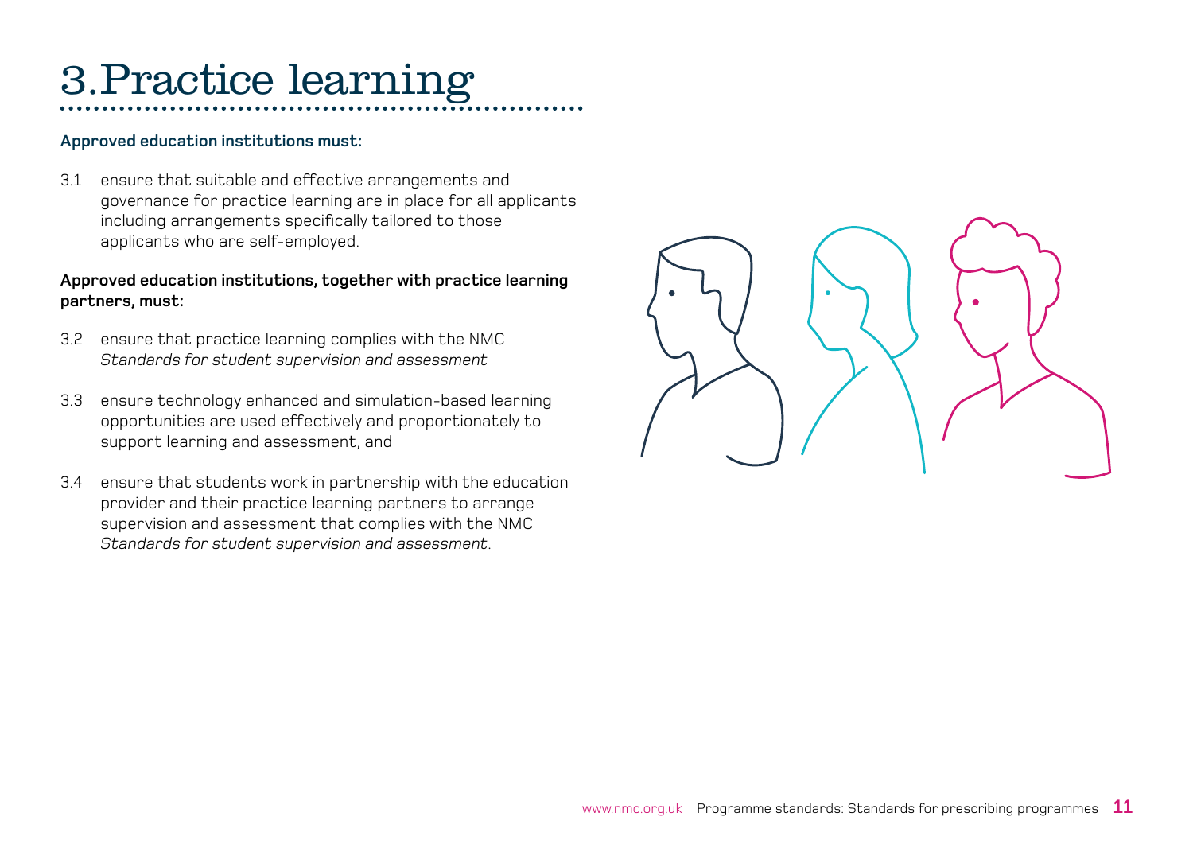# 3.Practice learning

**Approved education institutions must:**

3.1 ensure that suitable and effective arrangements and governance for practice learning are in place for all applicants including arrangements specifically tailored to those applicants who are self-employed.

**Approved education institutions, together with practice learning partners, must:**

3.2 ensure that practice learning complies with the NMC *Standards for student supervision and assessment*

3.3 ensure technology enhanced and simulation-based learning opportunities are used effectively and proportionately to support learning and assessment, and

3.4 ensure that students work in partnership with the education provider and their practice learning partners to arrange supervision and assessment that complies with the NMC *Standards for student supervision and assessment*.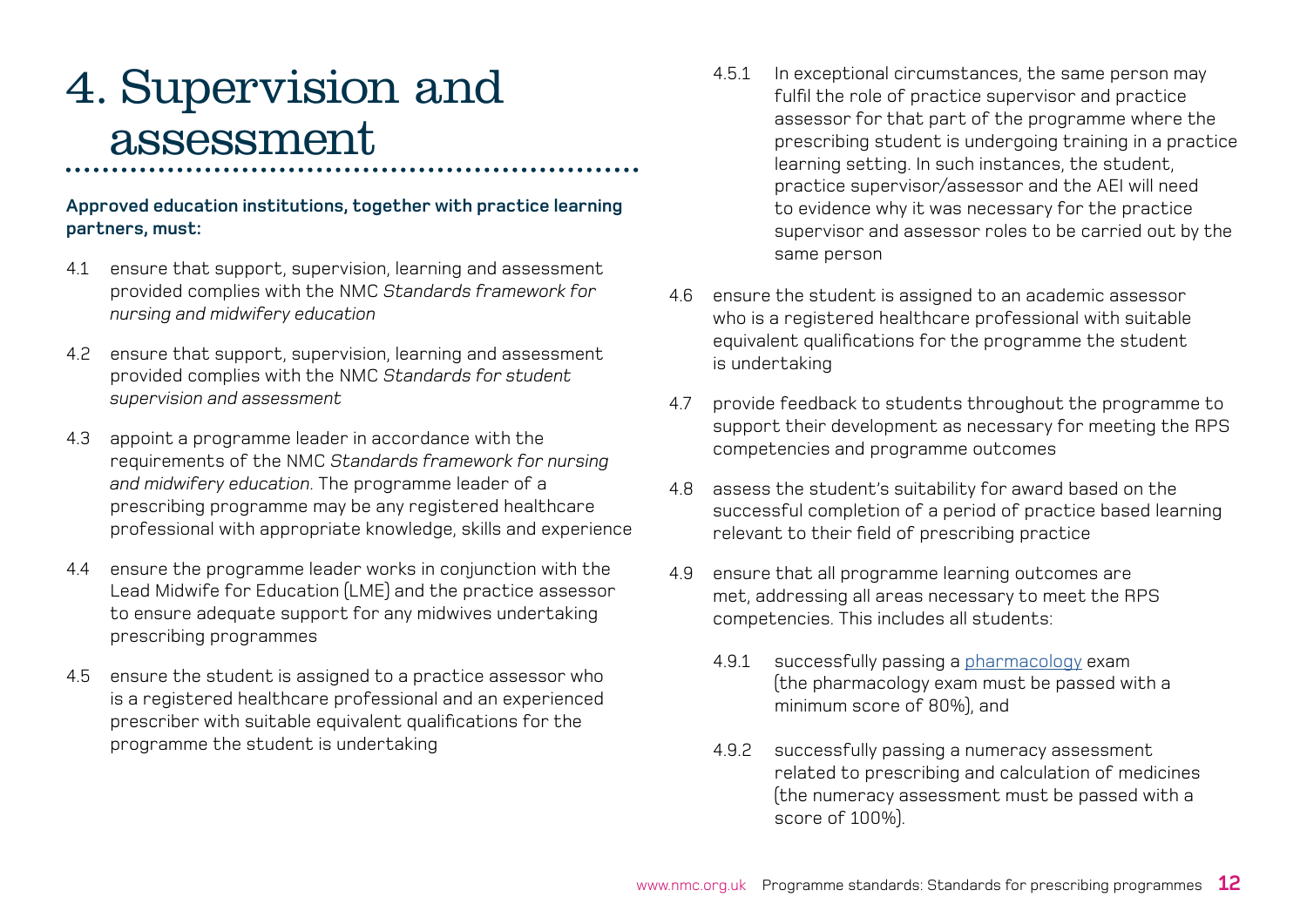# 4. Supervision and assessment

**Approved education institutions, together with practice learning partners, must:**

4.1 ensure that support, supervision, learning and assessment provided complies with the NMC *Standards framework for nursing and midwifery education*

4.2 ensure that support, supervision, learning and assessment provided complies with the NMC *Standards for student supervision and assessment*

4.3 appoint a programme leader in accordance with the requirements of the NMC *Standards framework for nursing and midwifery education*. The programme leader of a prescribing programme may be any registered healthcare professional with appropriate knowledge, skills and experience

4.4 ensure the programme leader works in conjunction with the Lead Midwife for Education (LME) and the practice assessor to ensure adequate support for any midwives undertaking prescribing programmes

4.5 ensure the student is assigned to a practice assessor who is a registered healthcare professional and an experienced prescriber with suitable equivalent qualifications for the programme the student is undertaking

4.5.1 In exceptional circumstances, the same person may fulfil the role of practice supervisor and practice assessor for that part of the programme where the prescribing student is undergoing training in a practice learning setting. In such instances, the student, practice supervisor/assessor and the AEI will need to evidence why it was necessary for the practice supervisor and assessor roles to be carried out by the same person

4.6 ensure the student is assigned to an academic assessor who is a registered healthcare professional with suitable equivalent qualifications for the programme the student is undertaking

4.7 provide feedback to students throughout the programme to support their development as necessary for meeting the RPS competencies and programme outcomes

4.8 assess the student's suitability for award based on the successful completion of a period of practice based learning relevant to their field of prescribing practice

4.9 ensure that all programme learning outcomes are met, addressing all areas necessary to meet the RPS competencies. This includes all students:

4.9.1 successfully passing a pharmacology exam (the pharmacology exam must be passed with a minimum score of 80%), and

4.9.2 successfully passing a numeracy assessment related to prescribing and calculation of medicines (the numeracy assessment must be passed with a score of 100%).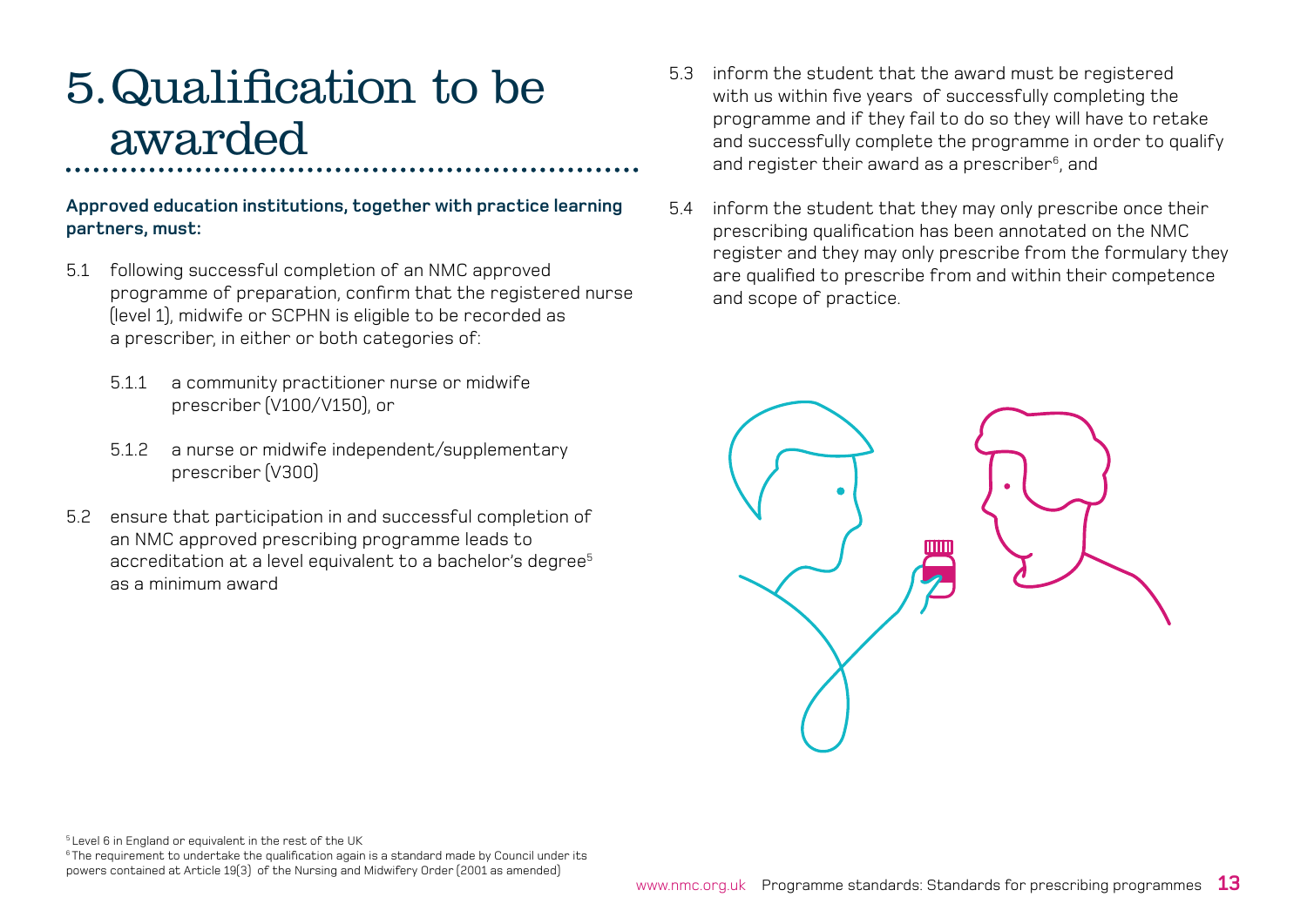# 5. Qualification to be awarded

**Approved education institutions, together with practice learning partners, must:**

5.1 following successful completion of an NMC approved programme of preparation, confirm that the registered nurse (level 1), midwife or SCPHN is eligible to be recorded as a prescriber, in either or both categories of:

5.1.1 a community practitioner nurse or midwife prescriber (V100/V150), or

5.1.2 a nurse or midwife independent/supplementary prescriber (V300)

5.2 ensure that participation in and successful completion of an NMC approved prescribing programme leads to accreditation at a level equivalent to a bachelor's degree[5] as a minimum award

5.3 inform the student that the award must be registered with us within five years of successfully completing the programme and if they fail to do so they will have to retake and successfully complete the programme in order to qualify and register their award as a prescriber[6], and

5.4 inform the student that they may only prescribe once their prescribing qualification has been annotated on the NMC register and they may only prescribe from the formulary they are qualified to prescribe from and within their competence and scope of practice.

[5] Level 6 in England or equivalent in the rest of the UK

[6] The requirement to undertake the qualification again is a standard made by Council under its powers contained at Article 19(3) of the Nursing and Midwifery Order (2001 as amended)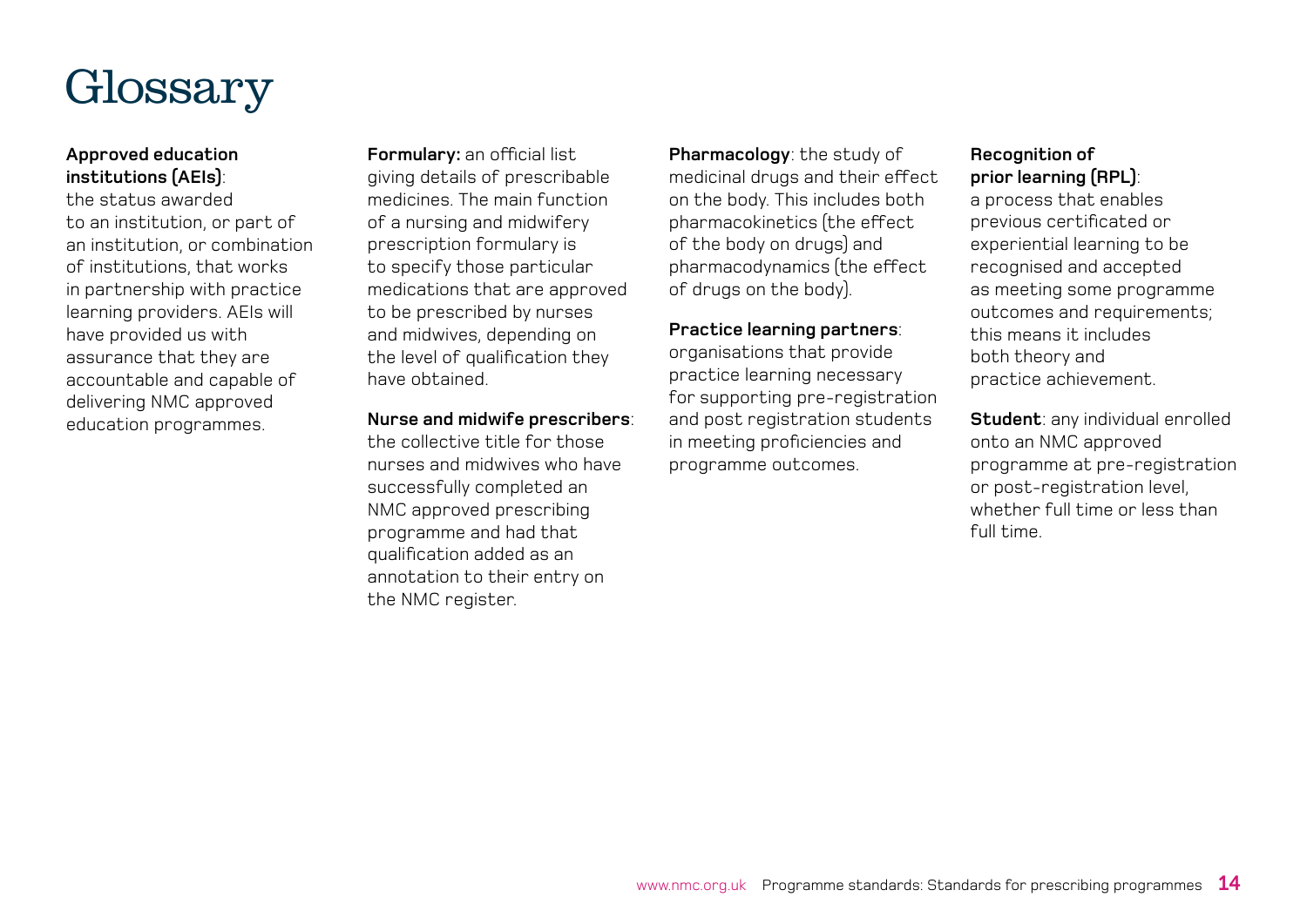# Glossary

**Approved education institutions (AEIs)**: the status awarded to an institution, or part of an institution, or combination of institutions, that works in partnership with practice learning providers. AEIs will have provided us with assurance that they are accountable and capable of delivering NMC approved education programmes.

**Formulary:** an official list giving details of prescribable medicines. The main function of a nursing and midwifery prescription formulary is to specify those particular medications that are approved to be prescribed by nurses and midwives, depending on the level of qualification they have obtained.

**Nurse and midwife prescribers**: the collective title for those nurses and midwives who have successfully completed an NMC approved prescribing programme and had that qualification added as an annotation to their entry on the NMC register.

**Pharmacology**: the study of medicinal drugs and their effect on the body. This includes both pharmacokinetics (the effect of the body on drugs) and pharmacodynamics (the effect of drugs on the body).

**Practice learning partners**: organisations that provide practice learning necessary for supporting pre-registration and post registration students in meeting proficiencies and programme outcomes.

**Recognition of prior learning (RPL)**: a process that enables previous certificated or experiential learning to be recognised and accepted as meeting some programme outcomes and requirements; this means it includes both theory and practice achievement.

**Student**: any individual enrolled onto an NMC approved programme at pre-registration or post-registration level, whether full time or less than full time.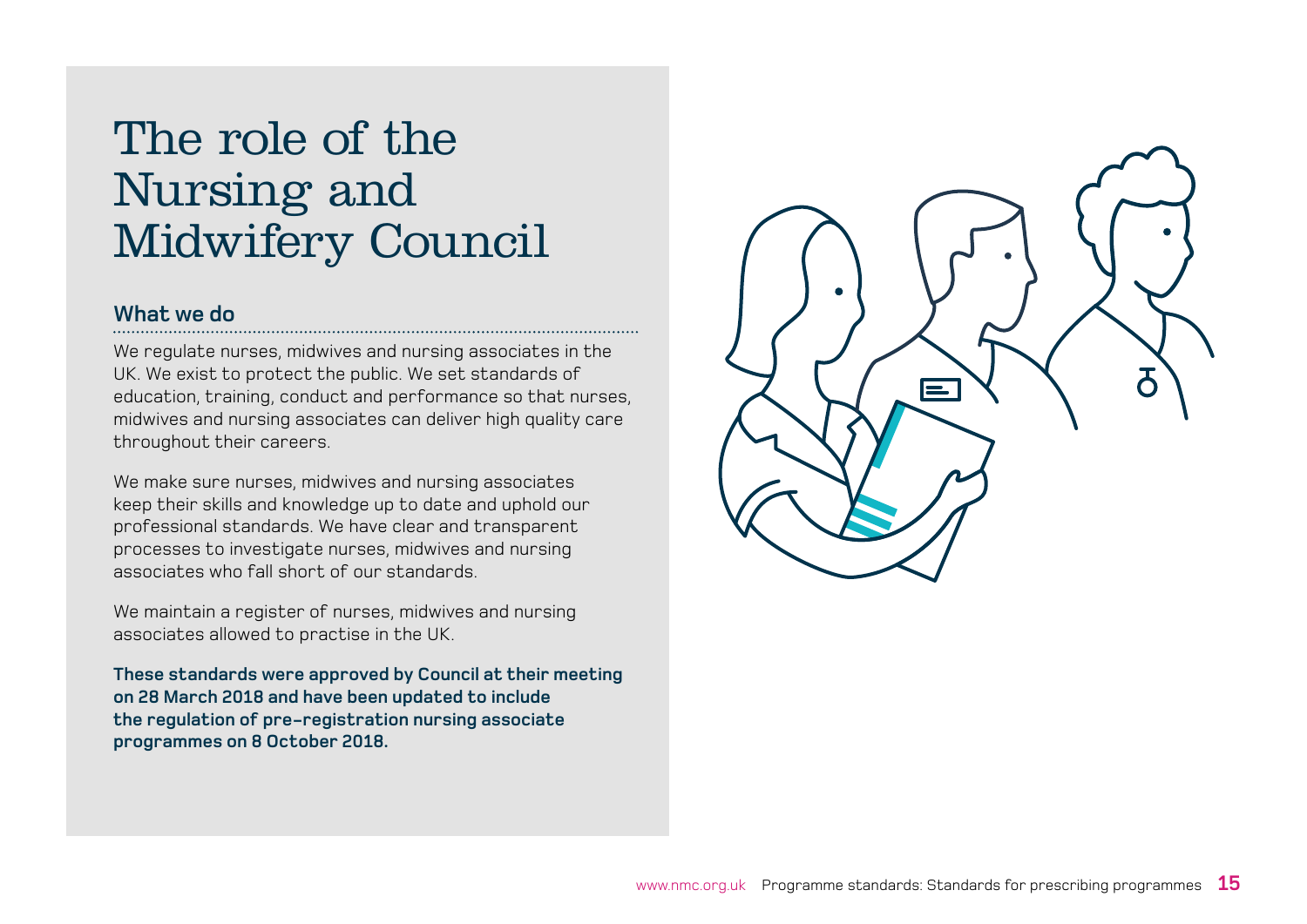# The role of the Nursing and Midwifery Council

## What we do

We regulate nurses, midwives and nursing associates in the UK. We exist to protect the public. We set standards of education, training, conduct and performance so that nurses, midwives and nursing associates can deliver high quality care throughout their careers.

We make sure nurses, midwives and nursing associates keep their skills and knowledge up to date and uphold our professional standards. We have clear and transparent processes to investigate nurses, midwives and nursing associates who fall short of our standards.

We maintain a register of nurses, midwives and nursing associates allowed to practise in the UK.

**These standards were approved by Council at their meeting on 28 March 2018 and have been updated to include the regulation of pre-registration nursing associate programmes on 8 October 2018.**